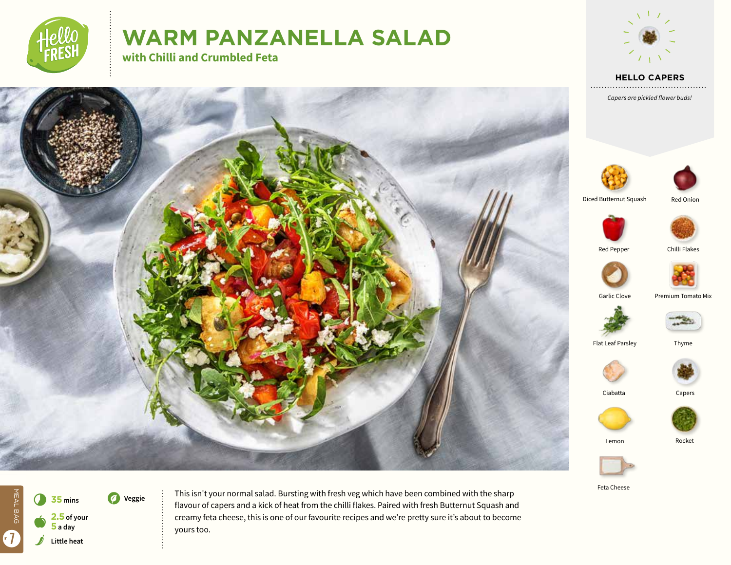# WARM PANZANELLA SALAD

## with Chilli and Crumbled Feta

### HELLO CAPERS

*Capers are pickled flower buds!*

- Diced Butternut Squash
- Red Onion
- Red Pepper
- Chilli Flakes
- Garlic Clove
- Premium Tomato Mix
- Flat Leaf Parsley
- Thyme
- Ciabatta
- Capers
- Lemon
- Rocket
- Feta Cheese

**35** mins

**2.5** of your **5** a day

**Little heat**

**Veggie**

MEAL BAG 7

This isn't your normal salad. Bursting with fresh veg which have been combined with the sharp flavour of capers and a kick of heat from the chilli flakes. Paired with fresh Butternut Squash and creamy feta cheese, this is one of our favourite recipes and we're pretty sure it's about to become yours too.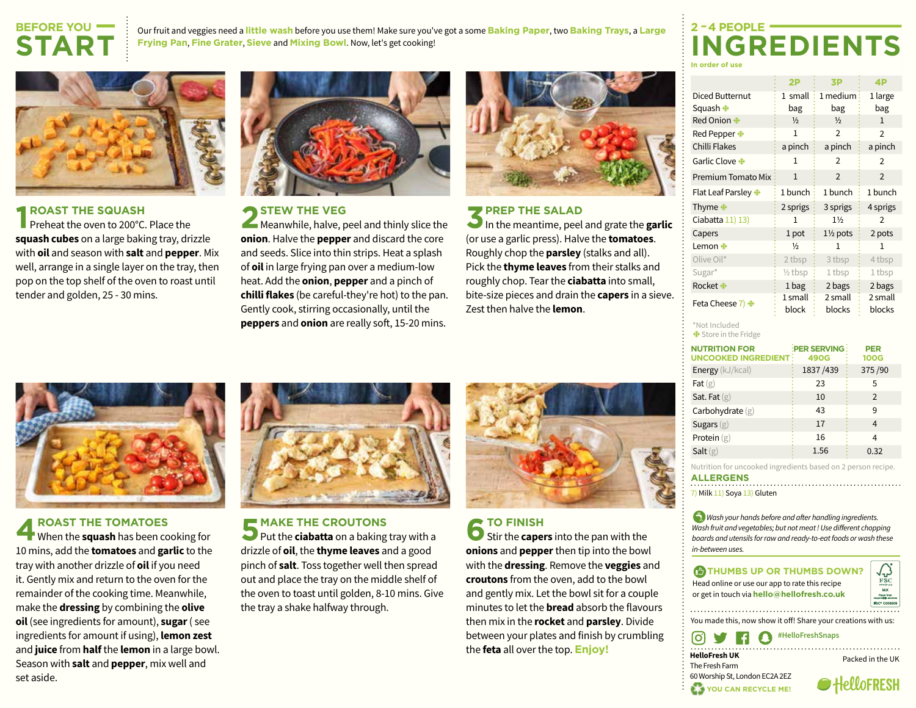## BEFORE YOU START

Our fruit and veggies need a **little wash** before you use them! Make sure you've got a some **Baking Paper**, two **Baking Trays**, a **Large Frying Pan**, **Fine Grater**, **Sieve** and **Mixing Bowl**. Now, let's get cooking!

### 1 ROAST THE SQUASH

Preheat the oven to 200°C. Place the **squash cubes** on a large baking tray, drizzle with **oil** and season with **salt** and **pepper**. Mix well, arrange in a single layer on the tray, then pop on the top shelf of the oven to roast until tender and golden, 25 - 30 mins.

### 2 STEW THE VEG

Meanwhile, halve, peel and thinly slice the **onion**. Halve the **pepper** and discard the core and seeds. Slice into thin strips. Heat a splash of **oil** in large frying pan over a medium-low heat. Add the **onion**, **pepper** and a pinch of **chilli flakes** (be careful-they're hot) to the pan. Gently cook, stirring occasionally, until the **peppers** and **onion** are really soft, 15-20 mins.

### 3 PREP THE SALAD

In the meantime, peel and grate the **garlic** (or use a garlic press). Halve the **tomatoes**. Roughly chop the **parsley** (stalks and all). Pick the **thyme leaves** from their stalks and roughly chop. Tear the **ciabatta** into small, bite-size pieces and drain the **capers** in a sieve. Zest then halve the **lemon**.

### 4 ROAST THE TOMATOES

When the **squash** has been cooking for 10 mins, add the **tomatoes** and **garlic** to the tray with another drizzle of **oil** if you need it. Gently mix and return to the oven for the remainder of the cooking time. Meanwhile, make the **dressing** by combining the **olive oil** (see ingredients for amount), **sugar** ( see ingredients for amount if using), **lemon zest** and **juice** from **half** the **lemon** in a large bowl. Season with **salt** and **pepper**, mix well and set aside.

### 5 MAKE THE CROUTONS

Put the **ciabatta** on a baking tray with a drizzle of **oil**, the **thyme leaves** and a good pinch of **salt**. Toss together well then spread out and place the tray on the middle shelf of the oven to toast until golden, 8-10 mins. Give the tray a shake halfway through.

### 6 TO FINISH

Stir the **capers** into the pan with the **onions** and **pepper** then tip into the bowl with the **dressing**. Remove the **veggies** and **croutons** from the oven, add to the bowl and gently mix. Let the bowl sit for a couple minutes to let the **bread** absorb the flavours then mix in the **rocket** and **parsley**. Divide between your plates and finish by crumbling the **feta** all over the top. **Enjoy!**

## 2 - 4 PEOPLE INGREDIENTS

In order of use

| | 2P | 3P | 4P |
|---|---|---|---|
| Diced Butternut Squash ❄ | 1 small bag | 1 medium bag | 1 large bag |
| Red Onion ❄ | ½ | ½ | 1 |
| Red Pepper ❄ | 1 | 2 | 2 |
| Chilli Flakes | a pinch | a pinch | a pinch |
| Garlic Clove ❄ | 1 | 2 | 2 |
| Premium Tomato Mix | 1 | 2 | 2 |
| Flat Leaf Parsley ❄ | 1 bunch | 1 bunch | 1 bunch |
| Thyme ❄ | 2 sprigs | 3 sprigs | 4 sprigs |
| Ciabatta 11) 13) | 1 | 1½ | 2 |
| Capers | 1 pot | 1½ pots | 2 pots |
| Lemon ❄ | ½ | 1 | 1 |
| Olive Oil* | 2 tbsp | 3 tbsp | 4 tbsp |
| Sugar* | ½ tbsp | 1 tbsp | 1 tbsp |
| Rocket ❄ | 1 bag | 2 bags | 2 bags |
| Feta Cheese 7) ❄ | 1 small block | 2 small blocks | 2 small blocks |

*Not Included
❄ Store in the Fridge

| NUTRITION FOR UNCOOKED INGREDIENT | PER SERVING 490G | PER 100G |
|---|---|---|
| Energy (kJ/kcal) | 1837 /439 | 375 /90 |
| Fat (g) | 23 | 5 |
| Sat. Fat (g) | 10 | 2 |
| Carbohydrate (g) | 43 | 9 |
| Sugars (g) | 17 | 4 |
| Protein (g) | 16 | 4 |
| Salt (g) | 1.56 | 0.32 |

Nutrition for uncooked ingredients based on 2 person recipe.

### ALLERGENS

7) Milk 11) Soya 13) Gluten

*Wash your hands before and after handling ingredients. Wash fruit and vegetables; but not meat ! Use different chopping boards and utensils for raw and ready-to-eat foods or wash these in-between uses.*

### THUMBS UP OR THUMBS DOWN?

Head online or use our app to rate this recipe or get in touch via **hello@hellofresh.co.uk**

You made this, now show it off! Share your creations with us: #HelloFreshSnaps

**HelloFresh UK**
The Fresh Farm
60 Worship St, London EC2A 2EZ

Packed in the UK

YOU CAN RECYCLE ME!